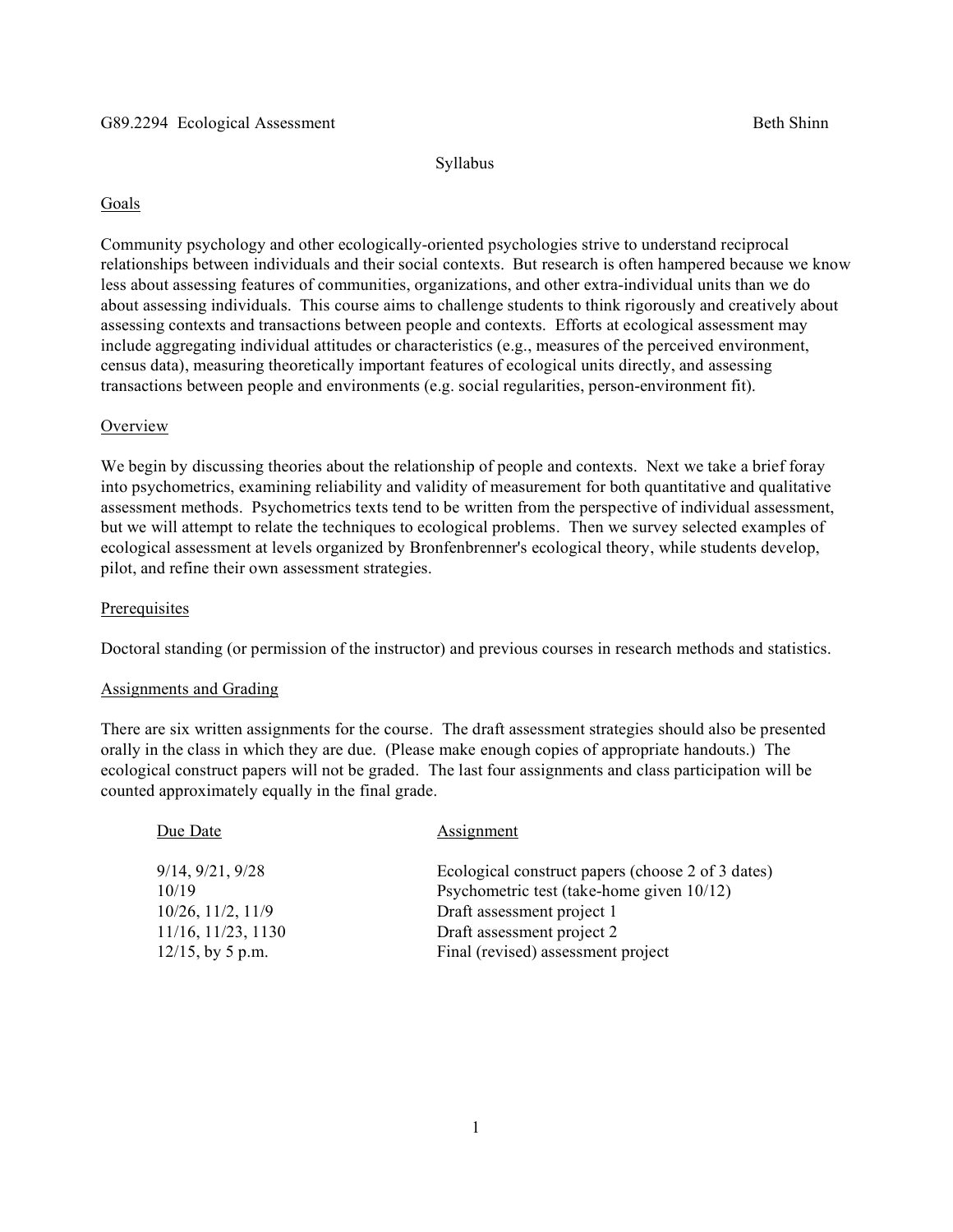G89.2294 Ecological Assessment Beth Shinn

Syllabus

## Goals

Community psychology and other ecologically-oriented psychologies strive to understand reciprocal relationships between individuals and their social contexts. But research is often hampered because we know less about assessing features of communities, organizations, and other extra-individual units than we do about assessing individuals. This course aims to challenge students to think rigorously and creatively about assessing contexts and transactions between people and contexts. Efforts at ecological assessment may include aggregating individual attitudes or characteristics (e.g., measures of the perceived environment, census data), measuring theoretically important features of ecological units directly, and assessing transactions between people and environments (e.g. social regularities, person-environment fit).

## Overview

We begin by discussing theories about the relationship of people and contexts. Next we take a brief foray into psychometrics, examining reliability and validity of measurement for both quantitative and qualitative assessment methods. Psychometrics texts tend to be written from the perspective of individual assessment, but we will attempt to relate the techniques to ecological problems. Then we survey selected examples of ecological assessment at levels organized by Bronfenbrenner's ecological theory, while students develop, pilot, and refine their own assessment strategies.

## Prerequisites

Doctoral standing (or permission of the instructor) and previous courses in research methods and statistics.

## Assignments and Grading

There are six written assignments for the course. The draft assessment strategies should also be presented orally in the class in which they are due. (Please make enough copies of appropriate handouts.) The ecological construct papers will not be graded. The last four assignments and class participation will be counted approximately equally in the final grade.

| Due Date | Assignment |
|---|---|
| 9/14, 9/21, 9/28 | Ecological construct papers (choose 2 of 3 dates) |
| 10/19 | Psychometric test (take-home given 10/12) |
| 10/26, 11/2, 11/9 | Draft assessment project 1 |
| 11/16, 11/23, 1130 | Draft assessment project 2 |
| 12/15, by 5 p.m. | Final (revised) assessment project |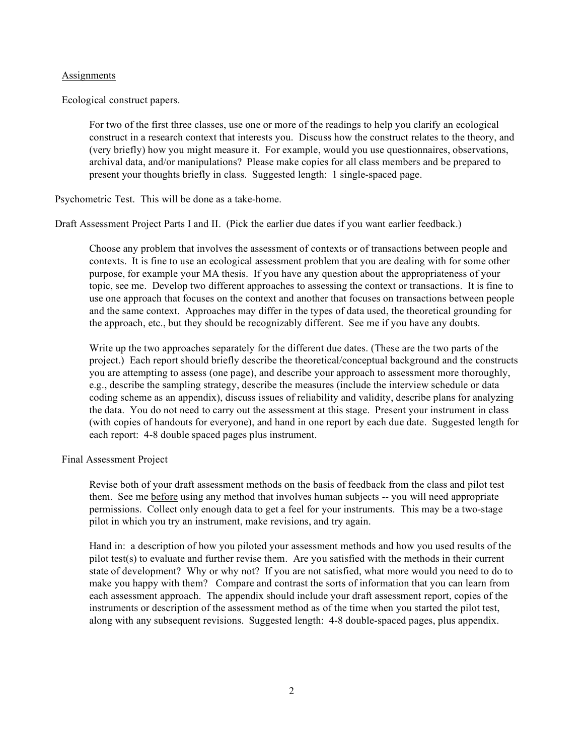<u>Assignments</u>

Ecological construct papers.

For two of the first three classes, use one or more of the readings to help you clarify an ecological construct in a research context that interests you. Discuss how the construct relates to the theory, and (very briefly) how you might measure it. For example, would you use questionnaires, observations, archival data, and/or manipulations? Please make copies for all class members and be prepared to present your thoughts briefly in class. Suggested length: 1 single-spaced page.

Psychometric Test. This will be done as a take-home.

Draft Assessment Project Parts I and II. (Pick the earlier due dates if you want earlier feedback.)

Choose any problem that involves the assessment of contexts or of transactions between people and contexts. It is fine to use an ecological assessment problem that you are dealing with for some other purpose, for example your MA thesis. If you have any question about the appropriateness of your topic, see me. Develop two different approaches to assessing the context or transactions. It is fine to use one approach that focuses on the context and another that focuses on transactions between people and the same context. Approaches may differ in the types of data used, the theoretical grounding for the approach, etc., but they should be recognizably different. See me if you have any doubts.

Write up the two approaches separately for the different due dates. (These are the two parts of the project.) Each report should briefly describe the theoretical/conceptual background and the constructs you are attempting to assess (one page), and describe your approach to assessment more thoroughly, e.g., describe the sampling strategy, describe the measures (include the interview schedule or data coding scheme as an appendix), discuss issues of reliability and validity, describe plans for analyzing the data. You do not need to carry out the assessment at this stage. Present your instrument in class (with copies of handouts for everyone), and hand in one report by each due date. Suggested length for each report: 4-8 double spaced pages plus instrument.

Final Assessment Project

Revise both of your draft assessment methods on the basis of feedback from the class and pilot test them. See me <u>before</u> using any method that involves human subjects -- you will need appropriate permissions. Collect only enough data to get a feel for your instruments. This may be a two-stage pilot in which you try an instrument, make revisions, and try again.

Hand in: a description of how you piloted your assessment methods and how you used results of the pilot test(s) to evaluate and further revise them. Are you satisfied with the methods in their current state of development? Why or why not? If you are not satisfied, what more would you need to do to make you happy with them? Compare and contrast the sorts of information that you can learn from each assessment approach. The appendix should include your draft assessment report, copies of the instruments or description of the assessment method as of the time when you started the pilot test, along with any subsequent revisions. Suggested length: 4-8 double-spaced pages, plus appendix.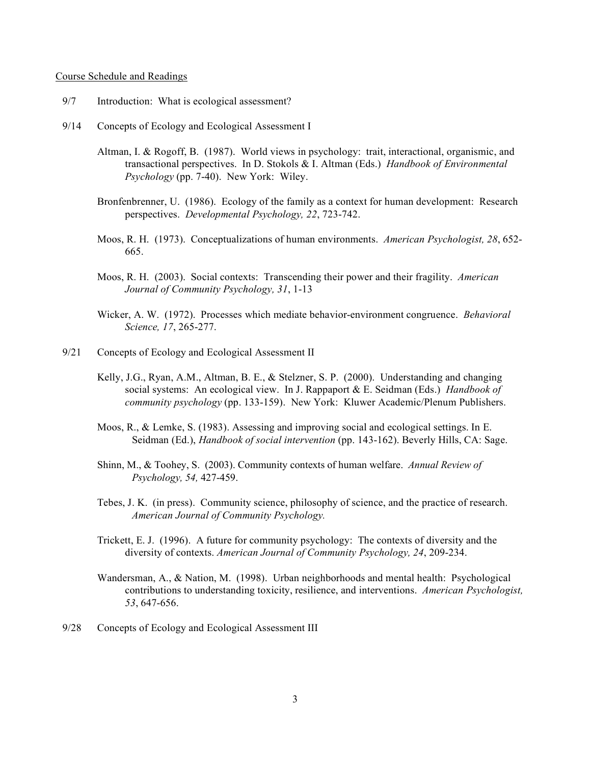Course Schedule and Readings

9/7 Introduction: What is ecological assessment?

9/14 Concepts of Ecology and Ecological Assessment I

Altman, I. & Rogoff, B. (1987). World views in psychology: trait, interactional, organismic, and transactional perspectives. In D. Stokols & I. Altman (Eds.) *Handbook of Environmental Psychology* (pp. 7-40). New York: Wiley.

Bronfenbrenner, U. (1986). Ecology of the family as a context for human development: Research perspectives. *Developmental Psychology, 22*, 723-742.

Moos, R. H. (1973). Conceptualizations of human environments. *American Psychologist, 28*, 652-665.

Moos, R. H. (2003). Social contexts: Transcending their power and their fragility. *American Journal of Community Psychology, 31*, 1-13

Wicker, A. W. (1972). Processes which mediate behavior-environment congruence. *Behavioral Science, 17*, 265-277.

9/21 Concepts of Ecology and Ecological Assessment II

Kelly, J.G., Ryan, A.M., Altman, B. E., & Stelzner, S. P. (2000). Understanding and changing social systems: An ecological view. In J. Rappaport & E. Seidman (Eds.) *Handbook of community psychology* (pp. 133-159). New York: Kluwer Academic/Plenum Publishers.

Moos, R., & Lemke, S. (1983). Assessing and improving social and ecological settings. In E. Seidman (Ed.), *Handbook of social intervention* (pp. 143-162). Beverly Hills, CA: Sage.

Shinn, M., & Toohey, S. (2003). Community contexts of human welfare. *Annual Review of Psychology, 54,* 427-459.

Tebes, J. K. (in press). Community science, philosophy of science, and the practice of research. *American Journal of Community Psychology.*

Trickett, E. J. (1996). A future for community psychology: The contexts of diversity and the diversity of contexts. *American Journal of Community Psychology, 24*, 209-234.

Wandersman, A., & Nation, M. (1998). Urban neighborhoods and mental health: Psychological contributions to understanding toxicity, resilience, and interventions. *American Psychologist, 53*, 647-656.

9/28 Concepts of Ecology and Ecological Assessment III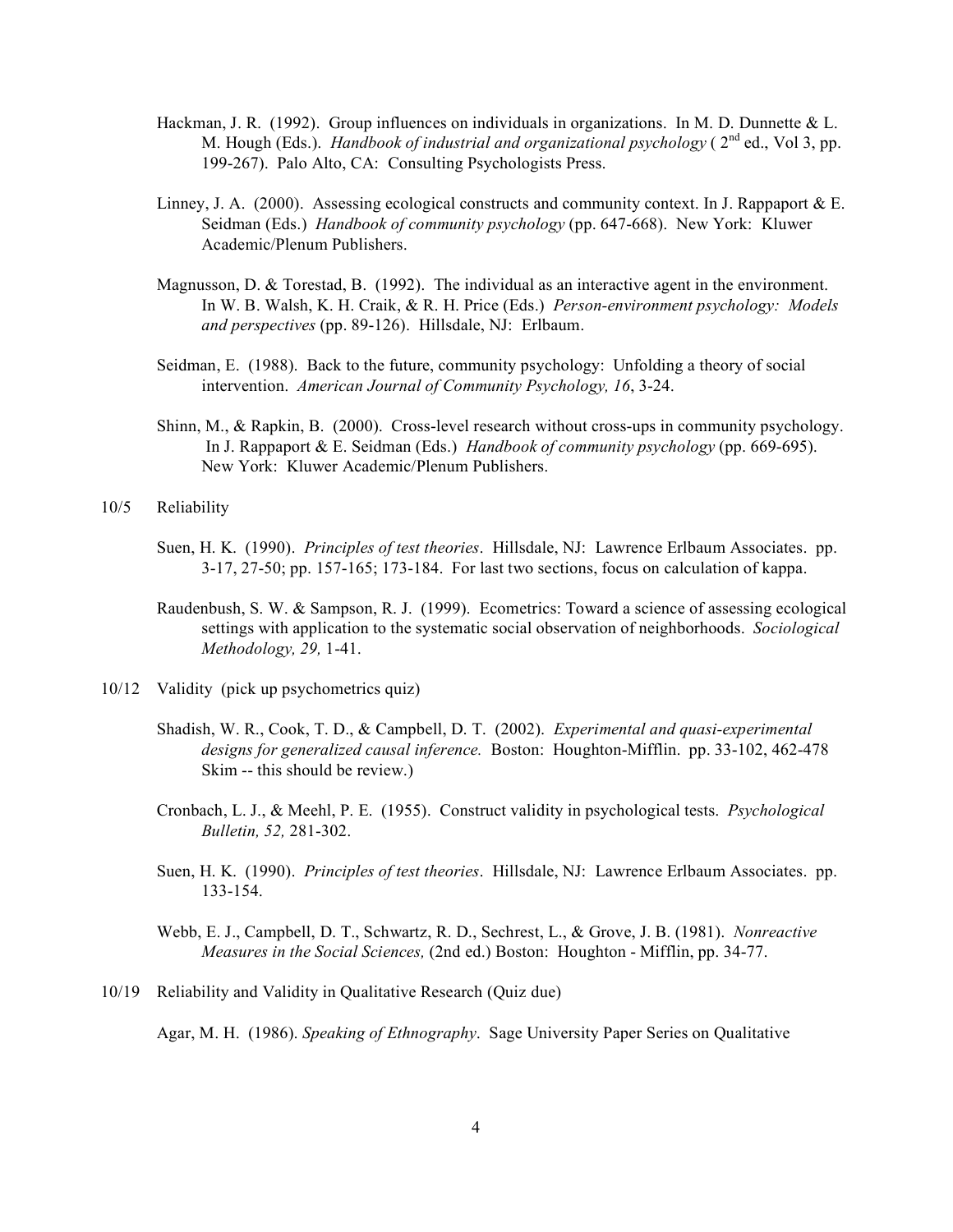Hackman, J. R. (1992). Group influences on individuals in organizations. In M. D. Dunnette & L. M. Hough (Eds.). *Handbook of industrial and organizational psychology* ( 2nd ed., Vol 3, pp. 199-267). Palo Alto, CA: Consulting Psychologists Press.

Linney, J. A. (2000). Assessing ecological constructs and community context. In J. Rappaport & E. Seidman (Eds.) *Handbook of community psychology* (pp. 647-668). New York: Kluwer Academic/Plenum Publishers.

Magnusson, D. & Torestad, B. (1992). The individual as an interactive agent in the environment. In W. B. Walsh, K. H. Craik, & R. H. Price (Eds.) *Person-environment psychology: Models and perspectives* (pp. 89-126). Hillsdale, NJ: Erlbaum.

Seidman, E. (1988). Back to the future, community psychology: Unfolding a theory of social intervention. *American Journal of Community Psychology, 16*, 3-24.

Shinn, M., & Rapkin, B. (2000). Cross-level research without cross-ups in community psychology. In J. Rappaport & E. Seidman (Eds.) *Handbook of community psychology* (pp. 669-695). New York: Kluwer Academic/Plenum Publishers.

10/5 Reliability

Suen, H. K. (1990). *Principles of test theories*. Hillsdale, NJ: Lawrence Erlbaum Associates. pp. 3-17, 27-50; pp. 157-165; 173-184. For last two sections, focus on calculation of kappa.

Raudenbush, S. W. & Sampson, R. J. (1999). Ecometrics: Toward a science of assessing ecological settings with application to the systematic social observation of neighborhoods. *Sociological Methodology, 29,* 1-41.

10/12 Validity (pick up psychometrics quiz)

Shadish, W. R., Cook, T. D., & Campbell, D. T. (2002). *Experimental and quasi-experimental designs for generalized causal inference.* Boston: Houghton-Mifflin. pp. 33-102, 462-478 Skim -- this should be review.)

Cronbach, L. J., & Meehl, P. E. (1955). Construct validity in psychological tests. *Psychological Bulletin, 52,* 281-302.

Suen, H. K. (1990). *Principles of test theories*. Hillsdale, NJ: Lawrence Erlbaum Associates. pp. 133-154.

Webb, E. J., Campbell, D. T., Schwartz, R. D., Sechrest, L., & Grove, J. B. (1981). *Nonreactive Measures in the Social Sciences,* (2nd ed.) Boston: Houghton - Mifflin, pp. 34-77.

10/19 Reliability and Validity in Qualitative Research (Quiz due)

Agar, M. H. (1986). *Speaking of Ethnography*. Sage University Paper Series on Qualitative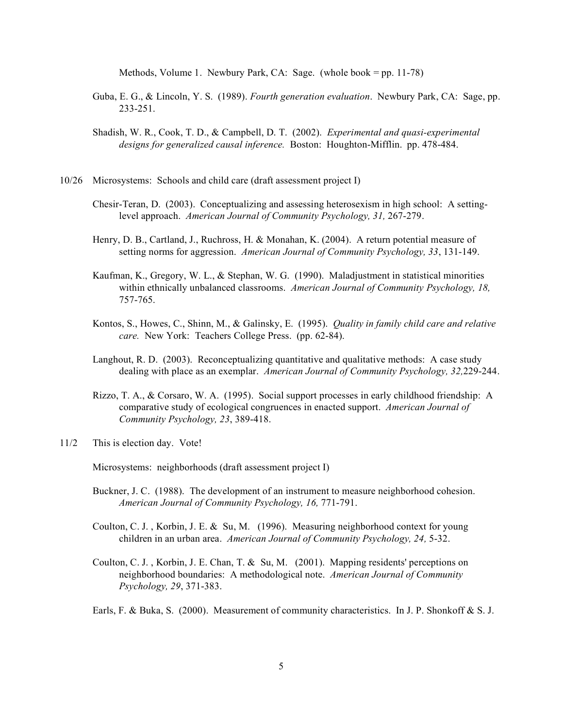Methods, Volume 1. Newbury Park, CA: Sage. (whole book = pp. 11-78)

Guba, E. G., & Lincoln, Y. S. (1989). *Fourth generation evaluation*. Newbury Park, CA: Sage, pp. 233-251.

Shadish, W. R., Cook, T. D., & Campbell, D. T. (2002). *Experimental and quasi-experimental designs for generalized causal inference.* Boston: Houghton-Mifflin. pp. 478-484.

10/26 Microsystems: Schools and child care (draft assessment project I)

Chesir-Teran, D. (2003). Conceptualizing and assessing heterosexism in high school: A setting-level approach. *American Journal of Community Psychology, 31,* 267-279.

Henry, D. B., Cartland, J., Ruchross, H. & Monahan, K. (2004). A return potential measure of setting norms for aggression. *American Journal of Community Psychology, 33*, 131-149.

Kaufman, K., Gregory, W. L., & Stephan, W. G. (1990). Maladjustment in statistical minorities within ethnically unbalanced classrooms. *American Journal of Community Psychology, 18,* 757-765.

Kontos, S., Howes, C., Shinn, M., & Galinsky, E. (1995). *Quality in family child care and relative care.* New York: Teachers College Press. (pp. 62-84).

Langhout, R. D. (2003). Reconceptualizing quantitative and qualitative methods: A case study dealing with place as an exemplar. *American Journal of Community Psychology, 32,*229-244.

Rizzo, T. A., & Corsaro, W. A. (1995). Social support processes in early childhood friendship: A comparative study of ecological congruences in enacted support. *American Journal of Community Psychology, 23*, 389-418.

11/2 This is election day. Vote!

Microsystems: neighborhoods (draft assessment project I)

Buckner, J. C. (1988). The development of an instrument to measure neighborhood cohesion. *American Journal of Community Psychology, 16,* 771-791.

Coulton, C. J. , Korbin, J. E. & Su, M. (1996). Measuring neighborhood context for young children in an urban area. *American Journal of Community Psychology, 24,* 5-32.

Coulton, C. J. , Korbin, J. E. Chan, T. & Su, M. (2001). Mapping residents' perceptions on neighborhood boundaries: A methodological note. *American Journal of Community Psychology, 29*, 371-383.

Earls, F. & Buka, S. (2000). Measurement of community characteristics. In J. P. Shonkoff & S. J.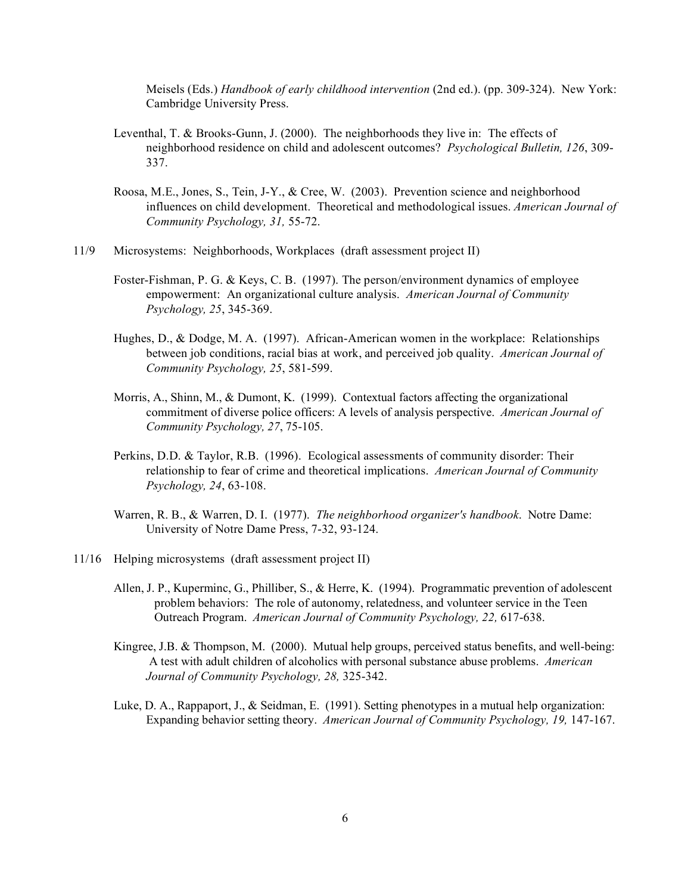Meisels (Eds.) *Handbook of early childhood intervention* (2nd ed.). (pp. 309-324). New York: Cambridge University Press.

Leventhal, T. & Brooks-Gunn, J. (2000). The neighborhoods they live in: The effects of neighborhood residence on child and adolescent outcomes? *Psychological Bulletin, 126*, 309-337.

Roosa, M.E., Jones, S., Tein, J-Y., & Cree, W. (2003). Prevention science and neighborhood influences on child development. Theoretical and methodological issues. *American Journal of Community Psychology, 31,* 55-72.

11/9 Microsystems: Neighborhoods, Workplaces (draft assessment project II)

Foster-Fishman, P. G. & Keys, C. B. (1997). The person/environment dynamics of employee empowerment: An organizational culture analysis. *American Journal of Community Psychology, 25*, 345-369.

Hughes, D., & Dodge, M. A. (1997). African-American women in the workplace: Relationships between job conditions, racial bias at work, and perceived job quality. *American Journal of Community Psychology, 25*, 581-599.

Morris, A., Shinn, M., & Dumont, K. (1999). Contextual factors affecting the organizational commitment of diverse police officers: A levels of analysis perspective. *American Journal of Community Psychology, 27*, 75-105.

Perkins, D.D. & Taylor, R.B. (1996). Ecological assessments of community disorder: Their relationship to fear of crime and theoretical implications. *American Journal of Community Psychology, 24*, 63-108.

Warren, R. B., & Warren, D. I. (1977). *The neighborhood organizer's handbook*. Notre Dame: University of Notre Dame Press, 7-32, 93-124.

11/16 Helping microsystems (draft assessment project II)

Allen, J. P., Kuperminc, G., Philliber, S., & Herre, K. (1994). Programmatic prevention of adolescent problem behaviors: The role of autonomy, relatedness, and volunteer service in the Teen Outreach Program. *American Journal of Community Psychology, 22,* 617-638.

Kingree, J.B. & Thompson, M. (2000). Mutual help groups, perceived status benefits, and well-being: A test with adult children of alcoholics with personal substance abuse problems. *American Journal of Community Psychology, 28,* 325-342.

Luke, D. A., Rappaport, J., & Seidman, E. (1991). Setting phenotypes in a mutual help organization: Expanding behavior setting theory. *American Journal of Community Psychology, 19,* 147-167.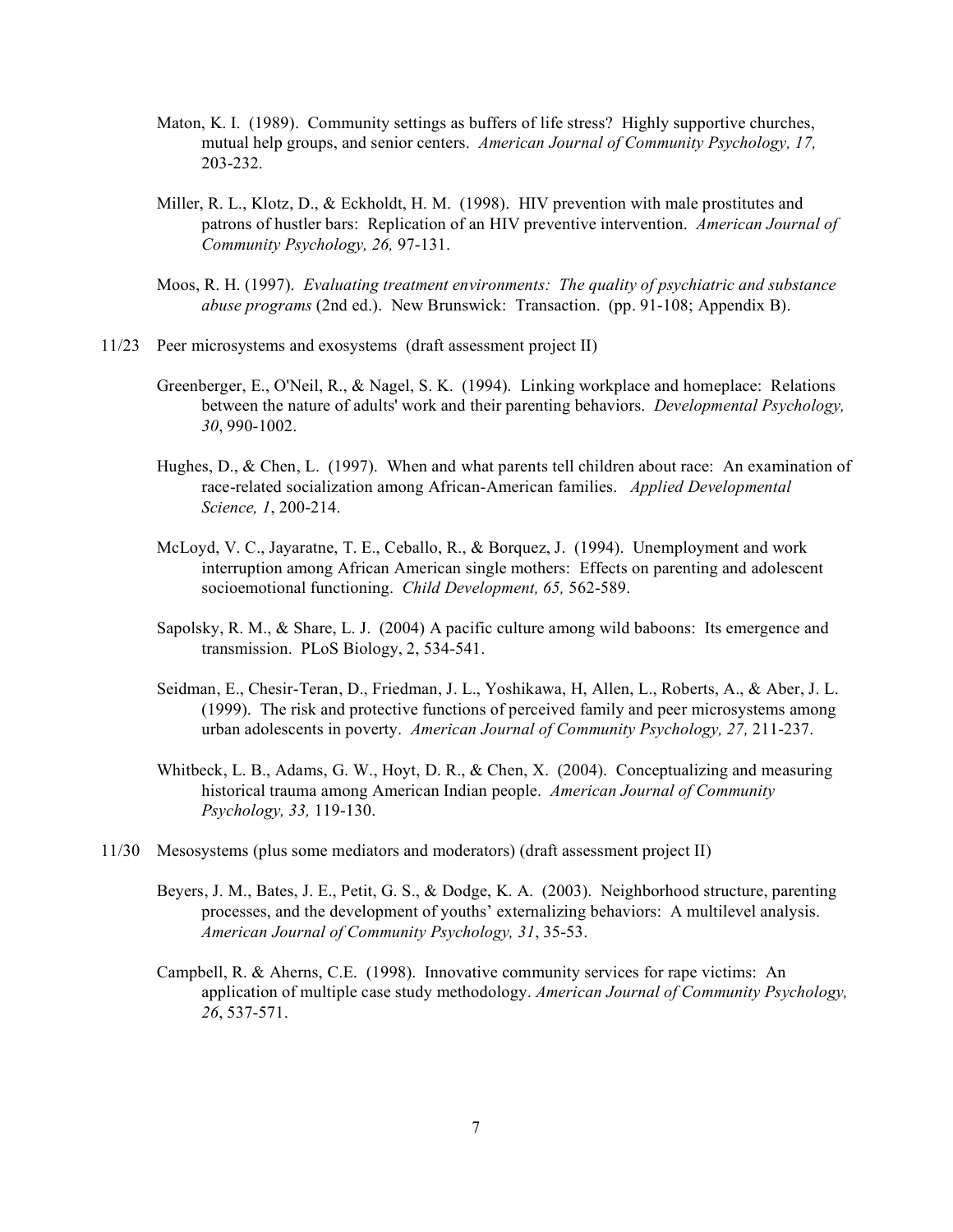Maton, K. I. (1989). Community settings as buffers of life stress? Highly supportive churches, mutual help groups, and senior centers. *American Journal of Community Psychology, 17,* 203-232.

Miller, R. L., Klotz, D., & Eckholdt, H. M. (1998). HIV prevention with male prostitutes and patrons of hustler bars: Replication of an HIV preventive intervention. *American Journal of Community Psychology, 26,* 97-131.

Moos, R. H. (1997). *Evaluating treatment environments: The quality of psychiatric and substance abuse programs* (2nd ed.). New Brunswick: Transaction. (pp. 91-108; Appendix B).

11/23 Peer microsystems and exosystems (draft assessment project II)

Greenberger, E., O'Neil, R., & Nagel, S. K. (1994). Linking workplace and homeplace: Relations between the nature of adults' work and their parenting behaviors. *Developmental Psychology, 30*, 990-1002.

Hughes, D., & Chen, L. (1997). When and what parents tell children about race: An examination of race-related socialization among African-American families. *Applied Developmental Science, 1*, 200-214.

McLoyd, V. C., Jayaratne, T. E., Ceballo, R., & Borquez, J. (1994). Unemployment and work interruption among African American single mothers: Effects on parenting and adolescent socioemotional functioning. *Child Development, 65,* 562-589.

Sapolsky, R. M., & Share, L. J. (2004) A pacific culture among wild baboons: Its emergence and transmission. PLoS Biology, 2, 534-541.

Seidman, E., Chesir-Teran, D., Friedman, J. L., Yoshikawa, H, Allen, L., Roberts, A., & Aber, J. L. (1999). The risk and protective functions of perceived family and peer microsystems among urban adolescents in poverty. *American Journal of Community Psychology, 27,* 211-237.

Whitbeck, L. B., Adams, G. W., Hoyt, D. R., & Chen, X. (2004). Conceptualizing and measuring historical trauma among American Indian people. *American Journal of Community Psychology, 33,* 119-130.

11/30 Mesosystems (plus some mediators and moderators) (draft assessment project II)

Beyers, J. M., Bates, J. E., Petit, G. S., & Dodge, K. A. (2003). Neighborhood structure, parenting processes, and the development of youths' externalizing behaviors: A multilevel analysis. *American Journal of Community Psychology, 31*, 35-53.

Campbell, R. & Aherns, C.E. (1998). Innovative community services for rape victims: An application of multiple case study methodology. *American Journal of Community Psychology, 26*, 537-571.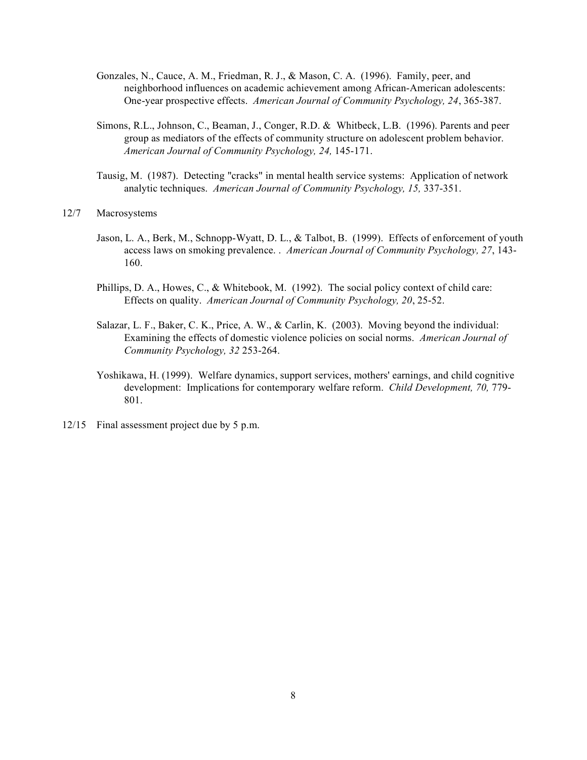Gonzales, N., Cauce, A. M., Friedman, R. J., & Mason, C. A. (1996). Family, peer, and neighborhood influences on academic achievement among African-American adolescents: One-year prospective effects. *American Journal of Community Psychology, 24*, 365-387.

Simons, R.L., Johnson, C., Beaman, J., Conger, R.D. & Whitbeck, L.B. (1996). Parents and peer group as mediators of the effects of community structure on adolescent problem behavior. *American Journal of Community Psychology, 24,* 145-171.

Tausig, M. (1987). Detecting "cracks" in mental health service systems: Application of network analytic techniques. *American Journal of Community Psychology, 15,* 337-351.

12/7 Macrosystems

Jason, L. A., Berk, M., Schnopp-Wyatt, D. L., & Talbot, B. (1999). Effects of enforcement of youth access laws on smoking prevalence. . *American Journal of Community Psychology, 27*, 143-160.

Phillips, D. A., Howes, C., & Whitebook, M. (1992). The social policy context of child care: Effects on quality. *American Journal of Community Psychology, 20*, 25-52.

Salazar, L. F., Baker, C. K., Price, A. W., & Carlin, K. (2003). Moving beyond the individual: Examining the effects of domestic violence policies on social norms. *American Journal of Community Psychology, 32* 253-264.

Yoshikawa, H. (1999). Welfare dynamics, support services, mothers' earnings, and child cognitive development: Implications for contemporary welfare reform. *Child Development, 70,* 779-801.

12/15 Final assessment project due by 5 p.m.